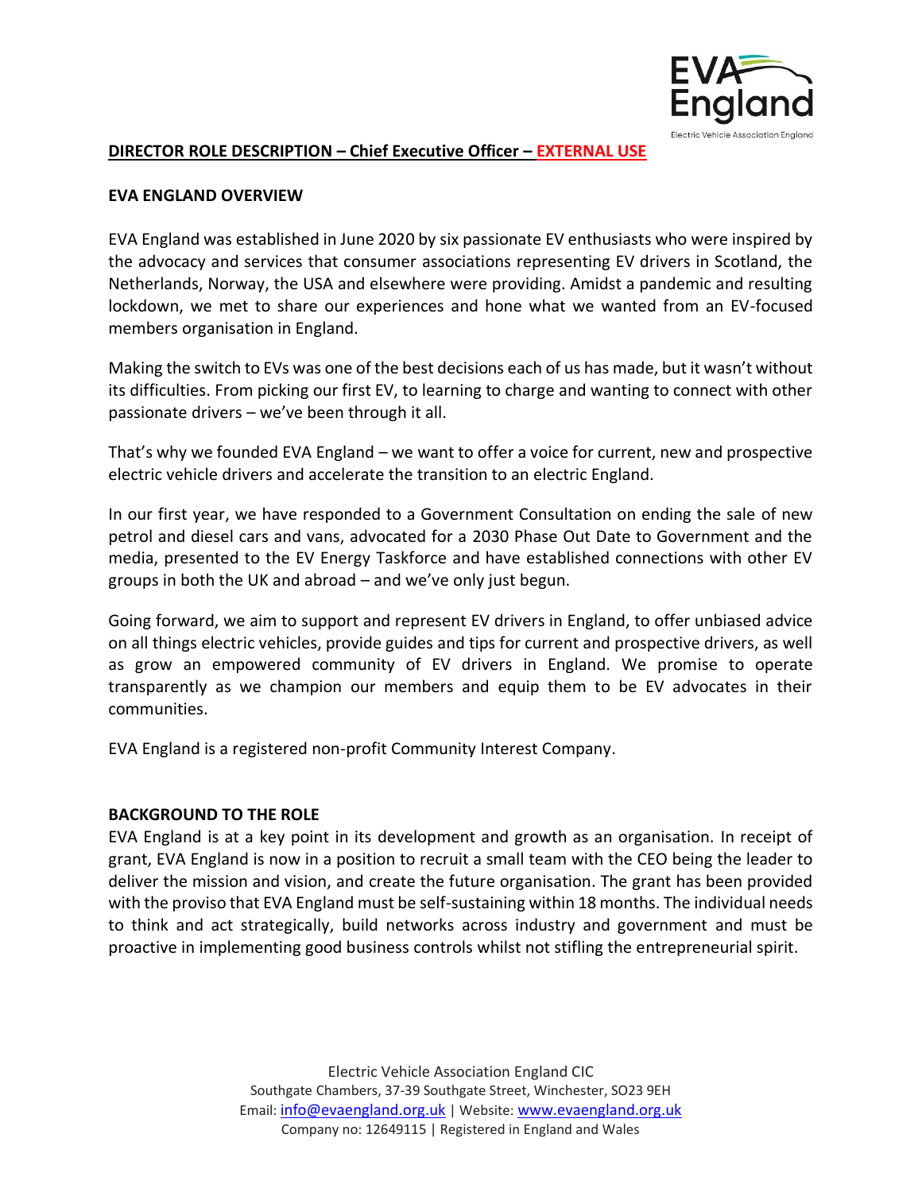**DIRECTOR ROLE DESCRIPTION – Chief Executive Officer – EXTERNAL USE**

**EVA ENGLAND OVERVIEW**

EVA England was established in June 2020 by six passionate EV enthusiasts who were inspired by the advocacy and services that consumer associations representing EV drivers in Scotland, the Netherlands, Norway, the USA and elsewhere were providing. Amidst a pandemic and resulting lockdown, we met to share our experiences and hone what we wanted from an EV-focused members organisation in England.

Making the switch to EVs was one of the best decisions each of us has made, but it wasn't without its difficulties. From picking our first EV, to learning to charge and wanting to connect with other passionate drivers – we've been through it all.

That's why we founded EVA England – we want to offer a voice for current, new and prospective electric vehicle drivers and accelerate the transition to an electric England.

In our first year, we have responded to a Government Consultation on ending the sale of new petrol and diesel cars and vans, advocated for a 2030 Phase Out Date to Government and the media, presented to the EV Energy Taskforce and have established connections with other EV groups in both the UK and abroad – and we've only just begun.

Going forward, we aim to support and represent EV drivers in England, to offer unbiased advice on all things electric vehicles, provide guides and tips for current and prospective drivers, as well as grow an empowered community of EV drivers in England. We promise to operate transparently as we champion our members and equip them to be EV advocates in their communities.

EVA England is a registered non-profit Community Interest Company.

**BACKGROUND TO THE ROLE**

EVA England is at a key point in its development and growth as an organisation. In receipt of grant, EVA England is now in a position to recruit a small team with the CEO being the leader to deliver the mission and vision, and create the future organisation. The grant has been provided with the proviso that EVA England must be self-sustaining within 18 months. The individual needs to think and act strategically, build networks across industry and government and must be proactive in implementing good business controls whilst not stifling the entrepreneurial spirit.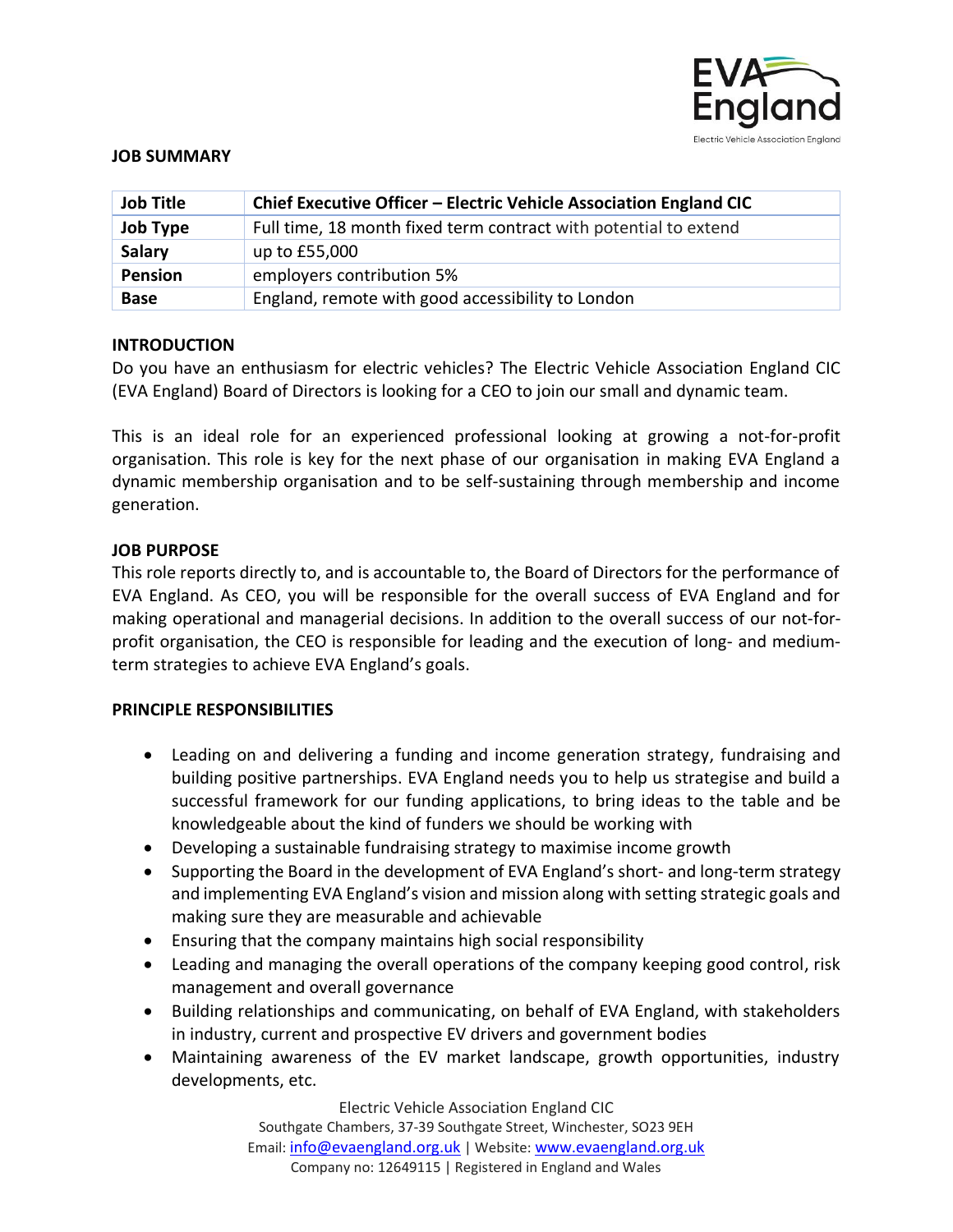## JOB SUMMARY

| Job Title | Chief Executive Officer – Electric Vehicle Association England CIC |
|---|---|
| Job Type | Full time, 18 month fixed term contract with potential to extend |
| Salary | up to £55,000 |
| Pension | employers contribution 5% |
| Base | England, remote with good accessibility to London |

## INTRODUCTION

Do you have an enthusiasm for electric vehicles? The Electric Vehicle Association England CIC (EVA England) Board of Directors is looking for a CEO to join our small and dynamic team.

This is an ideal role for an experienced professional looking at growing a not-for-profit organisation. This role is key for the next phase of our organisation in making EVA England a dynamic membership organisation and to be self-sustaining through membership and income generation.

## JOB PURPOSE

This role reports directly to, and is accountable to, the Board of Directors for the performance of EVA England. As CEO, you will be responsible for the overall success of EVA England and for making operational and managerial decisions. In addition to the overall success of our not-for-profit organisation, the CEO is responsible for leading and the execution of long- and medium-term strategies to achieve EVA England's goals.

## PRINCIPLE RESPONSIBILITIES

- Leading on and delivering a funding and income generation strategy, fundraising and building positive partnerships. EVA England needs you to help us strategise and build a successful framework for our funding applications, to bring ideas to the table and be knowledgeable about the kind of funders we should be working with
- Developing a sustainable fundraising strategy to maximise income growth
- Supporting the Board in the development of EVA England's short- and long-term strategy and implementing EVA England's vision and mission along with setting strategic goals and making sure they are measurable and achievable
- Ensuring that the company maintains high social responsibility
- Leading and managing the overall operations of the company keeping good control, risk management and overall governance
- Building relationships and communicating, on behalf of EVA England, with stakeholders in industry, current and prospective EV drivers and government bodies
- Maintaining awareness of the EV market landscape, growth opportunities, industry developments, etc.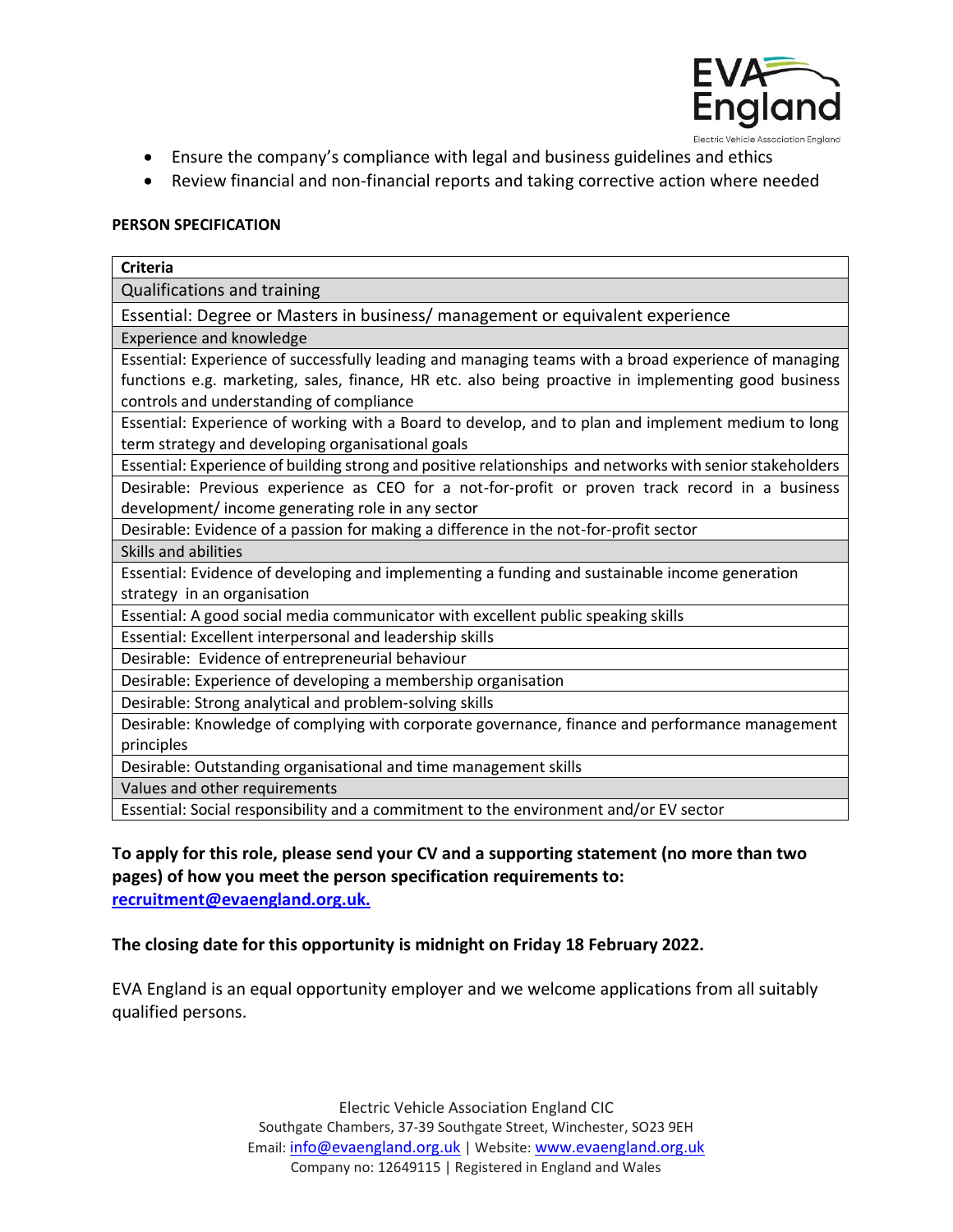- Ensure the company's compliance with legal and business guidelines and ethics
- Review financial and non-financial reports and taking corrective action where needed

**PERSON SPECIFICATION**

| **Criteria** |
| --- |
| Qualifications and training |
| Essential: Degree or Masters in business/ management or equivalent experience |
| Experience and knowledge |
| Essential: Experience of successfully leading and managing teams with a broad experience of managing functions e.g. marketing, sales, finance, HR etc. also being proactive in implementing good business controls and understanding of compliance |
| Essential: Experience of working with a Board to develop, and to plan and implement medium to long term strategy and developing organisational goals |
| Essential: Experience of building strong and positive relationships and networks with senior stakeholders |
| Desirable: Previous experience as CEO for a not-for-profit or proven track record in a business development/ income generating role in any sector |
| Desirable: Evidence of a passion for making a difference in the not-for-profit sector |
| Skills and abilities |
| Essential: Evidence of developing and implementing a funding and sustainable income generation strategy in an organisation |
| Essential: A good social media communicator with excellent public speaking skills |
| Essential: Excellent interpersonal and leadership skills |
| Desirable: Evidence of entrepreneurial behaviour |
| Desirable: Experience of developing a membership organisation |
| Desirable: Strong analytical and problem-solving skills |
| Desirable: Knowledge of complying with corporate governance, finance and performance management principles |
| Desirable: Outstanding organisational and time management skills |
| Values and other requirements |
| Essential: Social responsibility and a commitment to the environment and/or EV sector |

**To apply for this role, please send your CV and a supporting statement (no more than two pages) of how you meet the person specification requirements to: [recruitment@evaengland.org.uk.](mailto:recruitment@evaengland.org.uk)**

**The closing date for this opportunity is midnight on Friday 18 February 2022.**

EVA England is an equal opportunity employer and we welcome applications from all suitably qualified persons.

Electric Vehicle Association England CIC
Southgate Chambers, 37-39 Southgate Street, Winchester, SO23 9EH
Email: info@evaengland.org.uk | Website: www.evaengland.org.uk
Company no: 12649115 | Registered in England and Wales